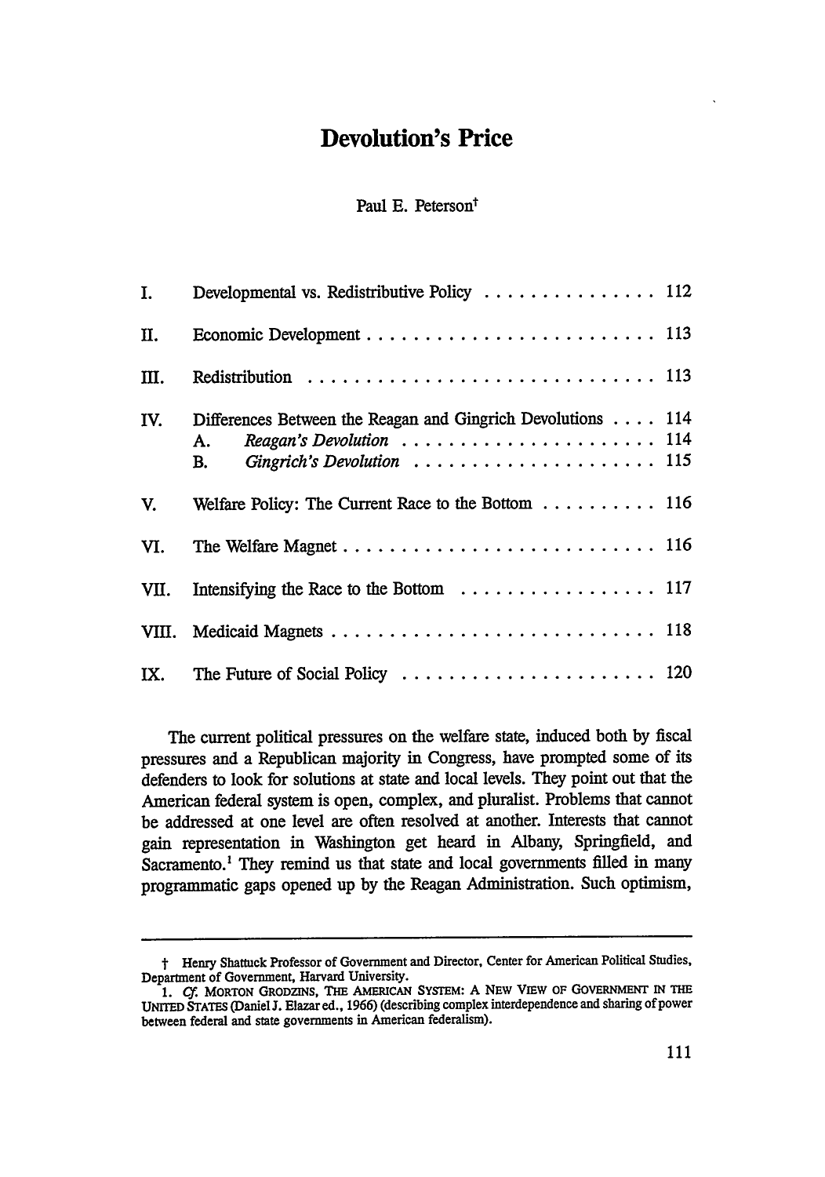# Devolution's Price

Paul E. Peterson†

| | | |
|---|---|---|
| I. | Developmental vs. Redistributive Policy | 112 |
| II. | Economic Development | 113 |
| III. | Redistribution | 113 |
| IV. | Differences Between the Reagan and Gingrich Devolutions | 114 |
| | A. *Reagan's Devolution* | 114 |
| | B. *Gingrich's Devolution* | 115 |
| V. | Welfare Policy: The Current Race to the Bottom | 116 |
| VI. | The Welfare Magnet | 116 |
| VII. | Intensifying the Race to the Bottom | 117 |
| VIII. | Medicaid Magnets | 118 |
| IX. | The Future of Social Policy | 120 |

The current political pressures on the welfare state, induced both by fiscal pressures and a Republican majority in Congress, have prompted some of its defenders to look for solutions at state and local levels. They point out that the American federal system is open, complex, and pluralist. Problems that cannot be addressed at one level are often resolved at another. Interests that cannot gain representation in Washington get heard in Albany, Springfield, and Sacramento.[1] They remind us that state and local governments filled in many programmatic gaps opened up by the Reagan Administration. Such optimism,

---

† Henry Shattuck Professor of Government and Director, Center for American Political Studies, Department of Government, Harvard University.

1. *Cf.* MORTON GRODZINS, THE AMERICAN SYSTEM: A NEW VIEW OF GOVERNMENT IN THE UNITED STATES (Daniel J. Elazar ed., 1966) (describing complex interdependence and sharing of power between federal and state governments in American federalism).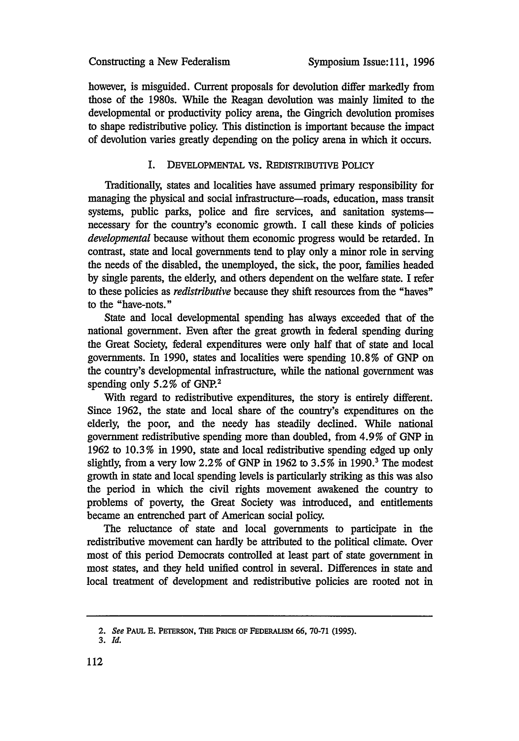however, is misguided. Current proposals for devolution differ markedly from those of the 1980s. While the Reagan devolution was mainly limited to the developmental or productivity policy arena, the Gingrich devolution promises to shape redistributive policy. This distinction is important because the impact of devolution varies greatly depending on the policy arena in which it occurs.

## I. Developmental vs. Redistributive Policy

Traditionally, states and localities have assumed primary responsibility for managing the physical and social infrastructure—roads, education, mass transit systems, public parks, police and fire services, and sanitation systems—necessary for the country's economic growth. I call these kinds of policies *developmental* because without them economic progress would be retarded. In contrast, state and local governments tend to play only a minor role in serving the needs of the disabled, the unemployed, the sick, the poor, families headed by single parents, the elderly, and others dependent on the welfare state. I refer to these policies as *redistributive* because they shift resources from the "haves" to the "have-nots."

State and local developmental spending has always exceeded that of the national government. Even after the great growth in federal spending during the Great Society, federal expenditures were only half that of state and local governments. In 1990, states and localities were spending 10.8% of GNP on the country's developmental infrastructure, while the national government was spending only 5.2% of GNP.[2]

With regard to redistributive expenditures, the story is entirely different. Since 1962, the state and local share of the country's expenditures on the elderly, the poor, and the needy has steadily declined. While national government redistributive spending more than doubled, from 4.9% of GNP in 1962 to 10.3% in 1990, state and local redistributive spending edged up only slightly, from a very low 2.2% of GNP in 1962 to 3.5% in 1990.[3] The modest growth in state and local spending levels is particularly striking as this was also the period in which the civil rights movement awakened the country to problems of poverty, the Great Society was introduced, and entitlements became an entrenched part of American social policy.

The reluctance of state and local governments to participate in the redistributive movement can hardly be attributed to the political climate. Over most of this period Democrats controlled at least part of state government in most states, and they held unified control in several. Differences in state and local treatment of development and redistributive policies are rooted not in

---

2. *See* Paul E. Peterson, The Price of Federalism 66, 70-71 (1995).

3. *Id.*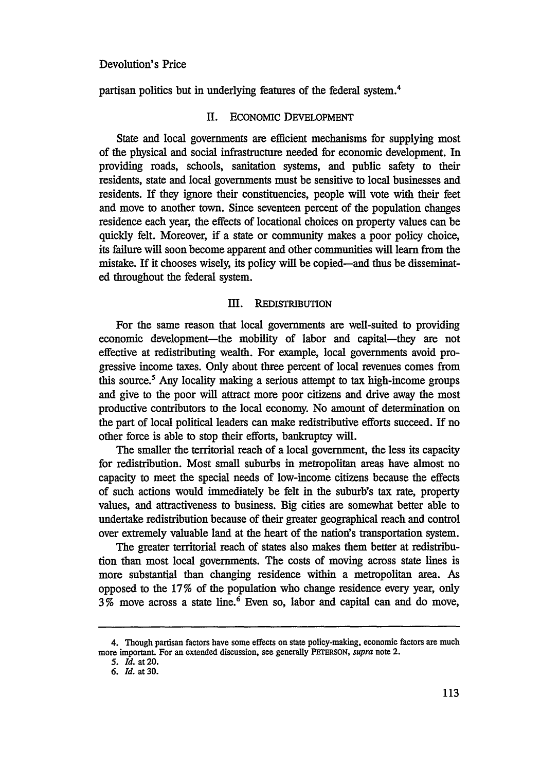partisan politics but in underlying features of the federal system.[4]

## II. ECONOMIC DEVELOPMENT

State and local governments are efficient mechanisms for supplying most of the physical and social infrastructure needed for economic development. In providing roads, schools, sanitation systems, and public safety to their residents, state and local governments must be sensitive to local businesses and residents. If they ignore their constituencies, people will vote with their feet and move to another town. Since seventeen percent of the population changes residence each year, the effects of locational choices on property values can be quickly felt. Moreover, if a state or community makes a poor policy choice, its failure will soon become apparent and other communities will learn from the mistake. If it chooses wisely, its policy will be copied—and thus be disseminated throughout the federal system.

## III. REDISTRIBUTION

For the same reason that local governments are well-suited to providing economic development—the mobility of labor and capital—they are not effective at redistributing wealth. For example, local governments avoid progressive income taxes. Only about three percent of local revenues comes from this source.[5] Any locality making a serious attempt to tax high-income groups and give to the poor will attract more poor citizens and drive away the most productive contributors to the local economy. No amount of determination on the part of local political leaders can make redistributive efforts succeed. If no other force is able to stop their efforts, bankruptcy will.

The smaller the territorial reach of a local government, the less its capacity for redistribution. Most small suburbs in metropolitan areas have almost no capacity to meet the special needs of low-income citizens because the effects of such actions would immediately be felt in the suburb's tax rate, property values, and attractiveness to business. Big cities are somewhat better able to undertake redistribution because of their greater geographical reach and control over extremely valuable land at the heart of the nation's transportation system.

The greater territorial reach of states also makes them better at redistribution than most local governments. The costs of moving across state lines is more substantial than changing residence within a metropolitan area. As opposed to the 17% of the population who change residence every year, only 3% move across a state line.[6] Even so, labor and capital can and do move,

---

4. Though partisan factors have some effects on state policy-making, economic factors are much more important. For an extended discussion, see generally PETERSON, *supra* note 2.

5. *Id.* at 20.

6. *Id.* at 30.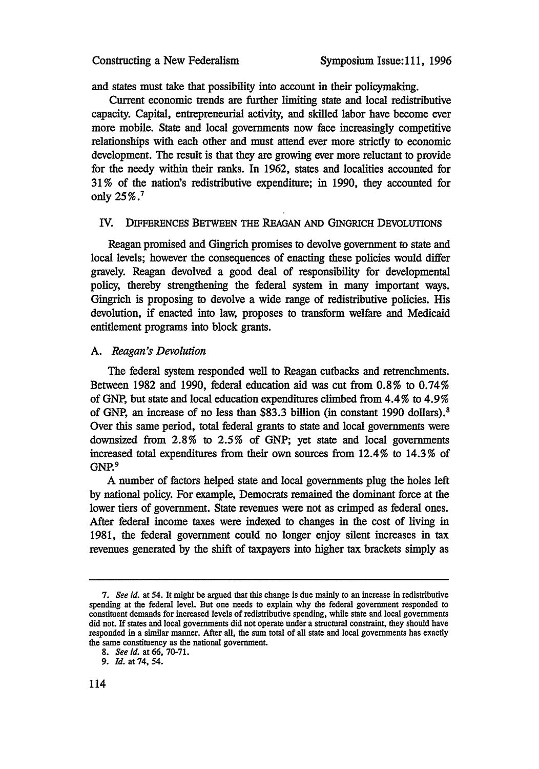and states must take that possibility into account in their policymaking.

Current economic trends are further limiting state and local redistributive capacity. Capital, entrepreneurial activity, and skilled labor have become ever more mobile. State and local governments now face increasingly competitive relationships with each other and must attend ever more strictly to economic development. The result is that they are growing ever more reluctant to provide for the needy within their ranks. In 1962, states and localities accounted for 31% of the nation's redistributive expenditure; in 1990, they accounted for only 25%.[7]

## IV. Differences Between the Reagan and Gingrich Devolutions

Reagan promised and Gingrich promises to devolve government to state and local levels; however the consequences of enacting these policies would differ gravely. Reagan devolved a good deal of responsibility for developmental policy, thereby strengthening the federal system in many important ways. Gingrich is proposing to devolve a wide range of redistributive policies. His devolution, if enacted into law, proposes to transform welfare and Medicaid entitlement programs into block grants.

### A. *Reagan's Devolution*

The federal system responded well to Reagan cutbacks and retrenchments. Between 1982 and 1990, federal education aid was cut from 0.8% to 0.74% of GNP, but state and local education expenditures climbed from 4.4% to 4.9% of GNP, an increase of no less than $83.3 billion (in constant 1990 dollars).[8] Over this same period, total federal grants to state and local governments were downsized from 2.8% to 2.5% of GNP; yet state and local governments increased total expenditures from their own sources from 12.4% to 14.3% of GNP.[9]

A number of factors helped state and local governments plug the holes left by national policy. For example, Democrats remained the dominant force at the lower tiers of government. State revenues were not as crimped as federal ones. After federal income taxes were indexed to changes in the cost of living in 1981, the federal government could no longer enjoy silent increases in tax revenues generated by the shift of taxpayers into higher tax brackets simply as

---

7. *See id.* at 54. It might be argued that this change is due mainly to an increase in redistributive spending at the federal level. But one needs to explain why the federal government responded to constituent demands for increased levels of redistributive spending, while state and local governments did not. If states and local governments did not operate under a structural constraint, they should have responded in a similar manner. After all, the sum total of all state and local governments has exactly the same constituency as the national government.

8. *See id.* at 66, 70-71.

9. *Id.* at 74, 54.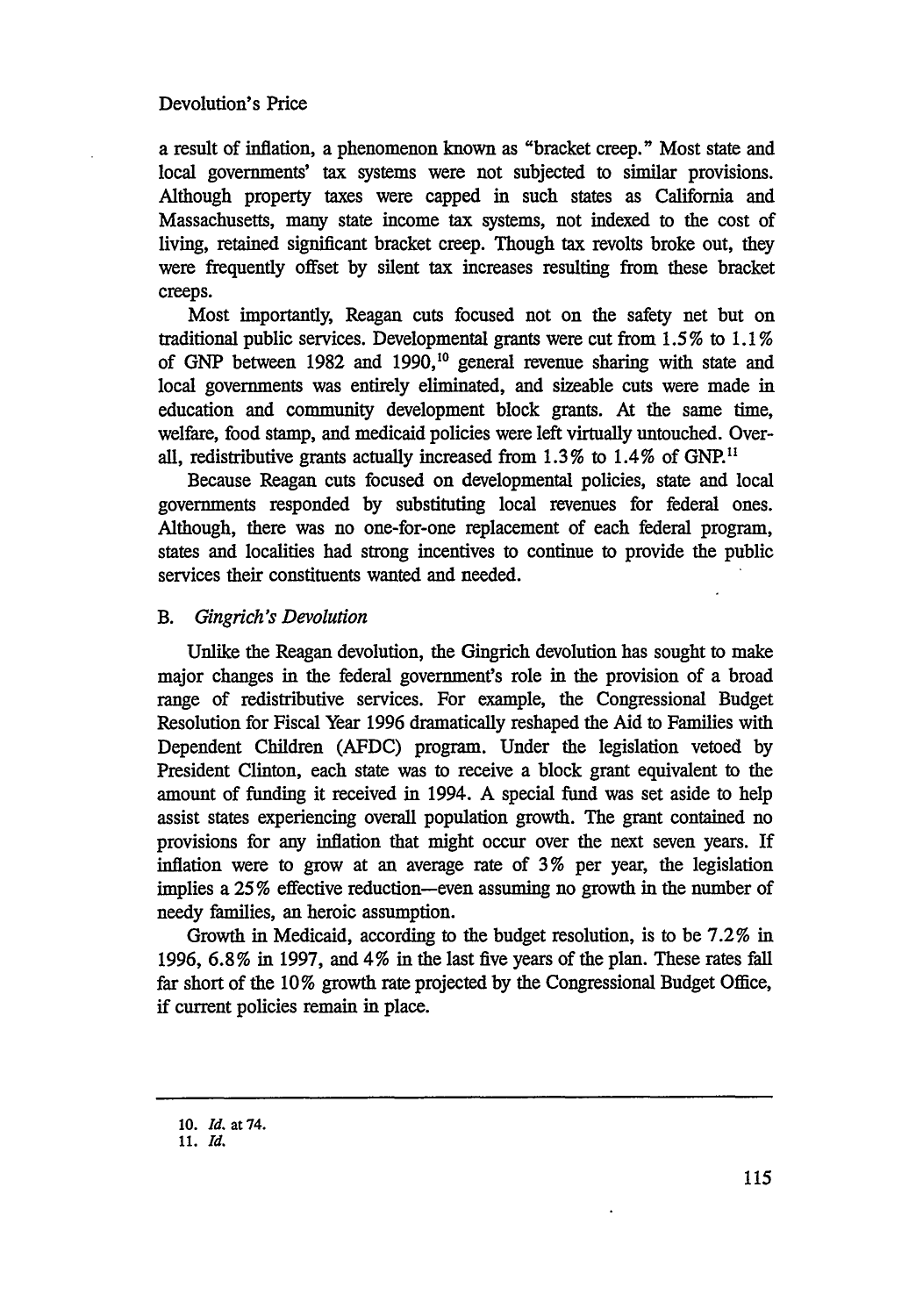a result of inflation, a phenomenon known as "bracket creep." Most state and local governments' tax systems were not subjected to similar provisions. Although property taxes were capped in such states as California and Massachusetts, many state income tax systems, not indexed to the cost of living, retained significant bracket creep. Though tax revolts broke out, they were frequently offset by silent tax increases resulting from these bracket creeps.

Most importantly, Reagan cuts focused not on the safety net but on traditional public services. Developmental grants were cut from 1.5% to 1.1% of GNP between 1982 and 1990,[10] general revenue sharing with state and local governments was entirely eliminated, and sizeable cuts were made in education and community development block grants. At the same time, welfare, food stamp, and medicaid policies were left virtually untouched. Overall, redistributive grants actually increased from 1.3% to 1.4% of GNP.[11]

Because Reagan cuts focused on developmental policies, state and local governments responded by substituting local revenues for federal ones. Although, there was no one-for-one replacement of each federal program, states and localities had strong incentives to continue to provide the public services their constituents wanted and needed.

### B. *Gingrich's Devolution*

Unlike the Reagan devolution, the Gingrich devolution has sought to make major changes in the federal government's role in the provision of a broad range of redistributive services. For example, the Congressional Budget Resolution for Fiscal Year 1996 dramatically reshaped the Aid to Families with Dependent Children (AFDC) program. Under the legislation vetoed by President Clinton, each state was to receive a block grant equivalent to the amount of funding it received in 1994. A special fund was set aside to help assist states experiencing overall population growth. The grant contained no provisions for any inflation that might occur over the next seven years. If inflation were to grow at an average rate of 3% per year, the legislation implies a 25% effective reduction—even assuming no growth in the number of needy families, an heroic assumption.

Growth in Medicaid, according to the budget resolution, is to be 7.2% in 1996, 6.8% in 1997, and 4% in the last five years of the plan. These rates fall far short of the 10% growth rate projected by the Congressional Budget Office, if current policies remain in place.

---

10. *Id.* at 74.
11. *Id.*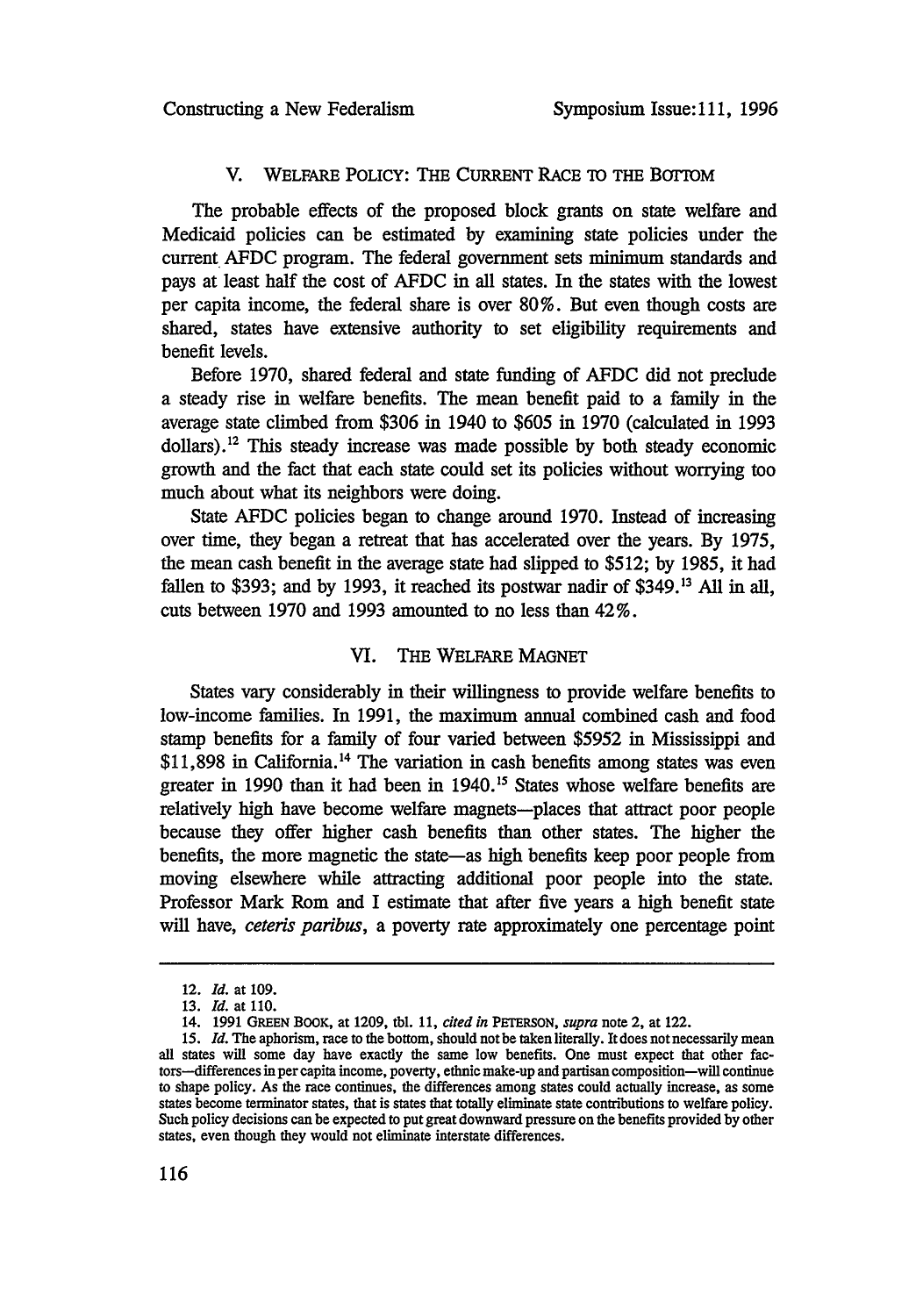## V. Welfare Policy: The Current Race to the Bottom

The probable effects of the proposed block grants on state welfare and Medicaid policies can be estimated by examining state policies under the current AFDC program. The federal government sets minimum standards and pays at least half the cost of AFDC in all states. In the states with the lowest per capita income, the federal share is over 80%. But even though costs are shared, states have extensive authority to set eligibility requirements and benefit levels.

Before 1970, shared federal and state funding of AFDC did not preclude a steady rise in welfare benefits. The mean benefit paid to a family in the average state climbed from $306 in 1940 to $605 in 1970 (calculated in 1993 dollars).[12] This steady increase was made possible by both steady economic growth and the fact that each state could set its policies without worrying too much about what its neighbors were doing.

State AFDC policies began to change around 1970. Instead of increasing over time, they began a retreat that has accelerated over the years. By 1975, the mean cash benefit in the average state had slipped to $512; by 1985, it had fallen to $393; and by 1993, it reached its postwar nadir of $349.[13] All in all, cuts between 1970 and 1993 amounted to no less than 42%.

## VI. The Welfare Magnet

States vary considerably in their willingness to provide welfare benefits to low-income families. In 1991, the maximum annual combined cash and food stamp benefits for a family of four varied between $5952 in Mississippi and $11,898 in California.[14] The variation in cash benefits among states was even greater in 1990 than it had been in 1940.[15] States whose welfare benefits are relatively high have become welfare magnets—places that attract poor people because they offer higher cash benefits than other states. The higher the benefits, the more magnetic the state—as high benefits keep poor people from moving elsewhere while attracting additional poor people into the state. Professor Mark Rom and I estimate that after five years a high benefit state will have, *ceteris paribus*, a poverty rate approximately one percentage point

---

12. *Id.* at 109.

13. *Id.* at 110.

14. 1991 Green Book, at 1209, tbl. 11, *cited in* Peterson, *supra* note 2, at 122.

15. *Id.* The aphorism, race to the bottom, should not be taken literally. It does not necessarily mean all states will some day have exactly the same low benefits. One must expect that other factors—differences in per capita income, poverty, ethnic make-up and partisan composition—will continue to shape policy. As the race continues, the differences among states could actually increase, as some states become terminator states, that is states that totally eliminate state contributions to welfare policy. Such policy decisions can be expected to put great downward pressure on the benefits provided by other states, even though they would not eliminate interstate differences.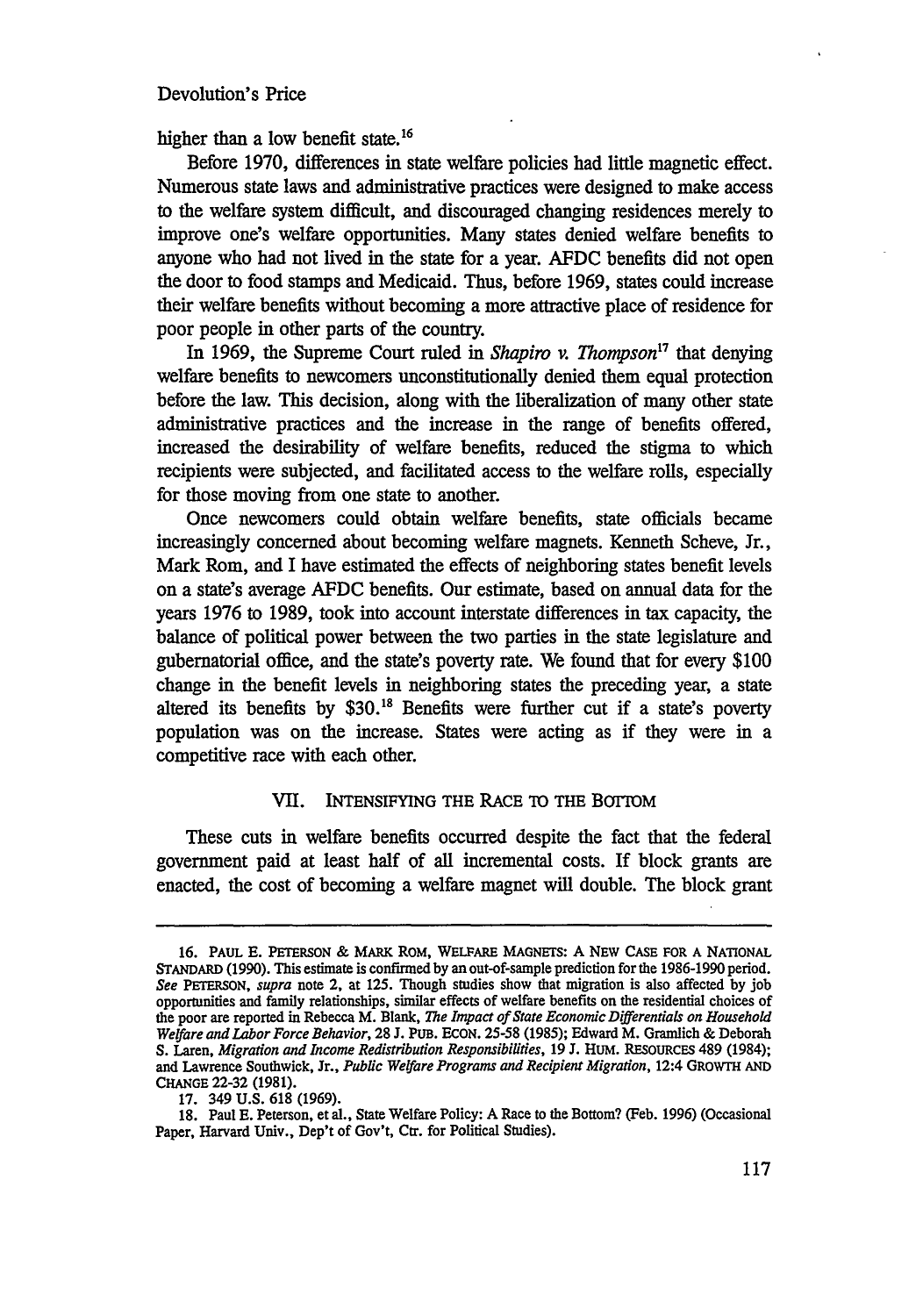higher than a low benefit state.[16]

Before 1970, differences in state welfare policies had little magnetic effect. Numerous state laws and administrative practices were designed to make access to the welfare system difficult, and discouraged changing residences merely to improve one's welfare opportunities. Many states denied welfare benefits to anyone who had not lived in the state for a year. AFDC benefits did not open the door to food stamps and Medicaid. Thus, before 1969, states could increase their welfare benefits without becoming a more attractive place of residence for poor people in other parts of the country.

In 1969, the Supreme Court ruled in *Shapiro v. Thompson*[17] that denying welfare benefits to newcomers unconstitutionally denied them equal protection before the law. This decision, along with the liberalization of many other state administrative practices and the increase in the range of benefits offered, increased the desirability of welfare benefits, reduced the stigma to which recipients were subjected, and facilitated access to the welfare rolls, especially for those moving from one state to another.

Once newcomers could obtain welfare benefits, state officials became increasingly concerned about becoming welfare magnets. Kenneth Scheve, Jr., Mark Rom, and I have estimated the effects of neighboring states benefit levels on a state's average AFDC benefits. Our estimate, based on annual data for the years 1976 to 1989, took into account interstate differences in tax capacity, the balance of political power between the two parties in the state legislature and gubernatorial office, and the state's poverty rate. We found that for every $100 change in the benefit levels in neighboring states the preceding year, a state altered its benefits by $30.[18] Benefits were further cut if a state's poverty population was on the increase. States were acting as if they were in a competitive race with each other.

## VII. INTENSIFYING THE RACE TO THE BOTTOM

These cuts in welfare benefits occurred despite the fact that the federal government paid at least half of all incremental costs. If block grants are enacted, the cost of becoming a welfare magnet will double. The block grant

---

16. PAUL E. PETERSON & MARK ROM, WELFARE MAGNETS: A NEW CASE FOR A NATIONAL STANDARD (1990). This estimate is confirmed by an out-of-sample prediction for the 1986-1990 period. *See* PETERSON, *supra* note 2, at 125. Though studies show that migration is also affected by job opportunities and family relationships, similar effects of welfare benefits on the residential choices of the poor are reported in Rebecca M. Blank, *The Impact of State Economic Differentials on Household Welfare and Labor Force Behavior*, 28 J. PUB. ECON. 25-58 (1985); Edward M. Gramlich & Deborah S. Laren, *Migration and Income Redistribution Responsibilities*, 19 J. HUM. RESOURCES 489 (1984); and Lawrence Southwick, Jr., *Public Welfare Programs and Recipient Migration*, 12:4 GROWTH AND CHANGE 22-32 (1981).

17. 349 U.S. 618 (1969).

18. Paul E. Peterson, et al., State Welfare Policy: A Race to the Bottom? (Feb. 1996) (Occasional Paper, Harvard Univ., Dep't of Gov't, Ctr. for Political Studies).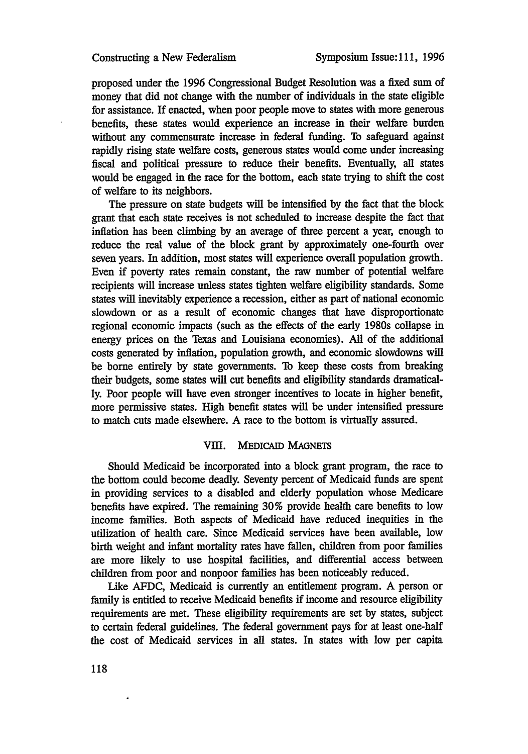proposed under the 1996 Congressional Budget Resolution was a fixed sum of money that did not change with the number of individuals in the state eligible for assistance. If enacted, when poor people move to states with more generous benefits, these states would experience an increase in their welfare burden without any commensurate increase in federal funding. To safeguard against rapidly rising state welfare costs, generous states would come under increasing fiscal and political pressure to reduce their benefits. Eventually, all states would be engaged in the race for the bottom, each state trying to shift the cost of welfare to its neighbors.

The pressure on state budgets will be intensified by the fact that the block grant that each state receives is not scheduled to increase despite the fact that inflation has been climbing by an average of three percent a year, enough to reduce the real value of the block grant by approximately one-fourth over seven years. In addition, most states will experience overall population growth. Even if poverty rates remain constant, the raw number of potential welfare recipients will increase unless states tighten welfare eligibility standards. Some states will inevitably experience a recession, either as part of national economic slowdown or as a result of economic changes that have disproportionate regional economic impacts (such as the effects of the early 1980s collapse in energy prices on the Texas and Louisiana economies). All of the additional costs generated by inflation, population growth, and economic slowdowns will be borne entirely by state governments. To keep these costs from breaking their budgets, some states will cut benefits and eligibility standards dramatically. Poor people will have even stronger incentives to locate in higher benefit, more permissive states. High benefit states will be under intensified pressure to match cuts made elsewhere. A race to the bottom is virtually assured.

## VIII. MEDICAID MAGNETS

Should Medicaid be incorporated into a block grant program, the race to the bottom could become deadly. Seventy percent of Medicaid funds are spent in providing services to a disabled and elderly population whose Medicare benefits have expired. The remaining 30% provide health care benefits to low income families. Both aspects of Medicaid have reduced inequities in the utilization of health care. Since Medicaid services have been available, low birth weight and infant mortality rates have fallen, children from poor families are more likely to use hospital facilities, and differential access between children from poor and nonpoor families has been noticeably reduced.

Like AFDC, Medicaid is currently an entitlement program. A person or family is entitled to receive Medicaid benefits if income and resource eligibility requirements are met. These eligibility requirements are set by states, subject to certain federal guidelines. The federal government pays for at least one-half the cost of Medicaid services in all states. In states with low per capita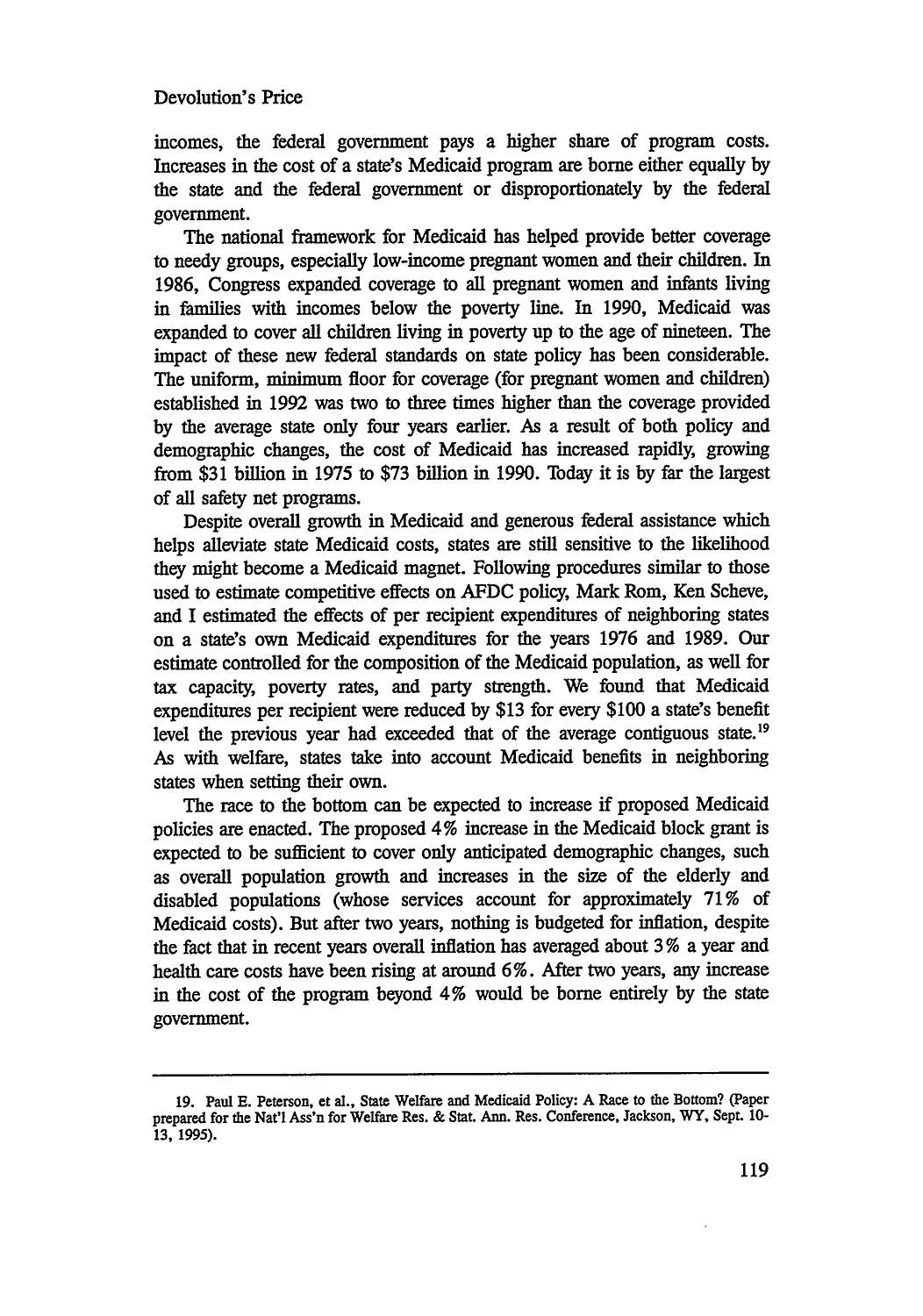incomes, the federal government pays a higher share of program costs. Increases in the cost of a state's Medicaid program are borne either equally by the state and the federal government or disproportionately by the federal government.

The national framework for Medicaid has helped provide better coverage to needy groups, especially low-income pregnant women and their children. In 1986, Congress expanded coverage to all pregnant women and infants living in families with incomes below the poverty line. In 1990, Medicaid was expanded to cover all children living in poverty up to the age of nineteen. The impact of these new federal standards on state policy has been considerable. The uniform, minimum floor for coverage (for pregnant women and children) established in 1992 was two to three times higher than the coverage provided by the average state only four years earlier. As a result of both policy and demographic changes, the cost of Medicaid has increased rapidly, growing from $31 billion in 1975 to $73 billion in 1990. Today it is by far the largest of all safety net programs.

Despite overall growth in Medicaid and generous federal assistance which helps alleviate state Medicaid costs, states are still sensitive to the likelihood they might become a Medicaid magnet. Following procedures similar to those used to estimate competitive effects on AFDC policy, Mark Rom, Ken Scheve, and I estimated the effects of per recipient expenditures of neighboring states on a state's own Medicaid expenditures for the years 1976 and 1989. Our estimate controlled for the composition of the Medicaid population, as well for tax capacity, poverty rates, and party strength. We found that Medicaid expenditures per recipient were reduced by $13 for every $100 a state's benefit level the previous year had exceeded that of the average contiguous state.[19] As with welfare, states take into account Medicaid benefits in neighboring states when setting their own.

The race to the bottom can be expected to increase if proposed Medicaid policies are enacted. The proposed 4% increase in the Medicaid block grant is expected to be sufficient to cover only anticipated demographic changes, such as overall population growth and increases in the size of the elderly and disabled populations (whose services account for approximately 71% of Medicaid costs). But after two years, nothing is budgeted for inflation, despite the fact that in recent years overall inflation has averaged about 3% a year and health care costs have been rising at around 6%. After two years, any increase in the cost of the program beyond 4% would be borne entirely by the state government.

---

19. Paul E. Peterson, et al., State Welfare and Medicaid Policy: A Race to the Bottom? (Paper prepared for the Nat'l Ass'n for Welfare Res. & Stat. Ann. Res. Conference, Jackson, WY, Sept. 10-13, 1995).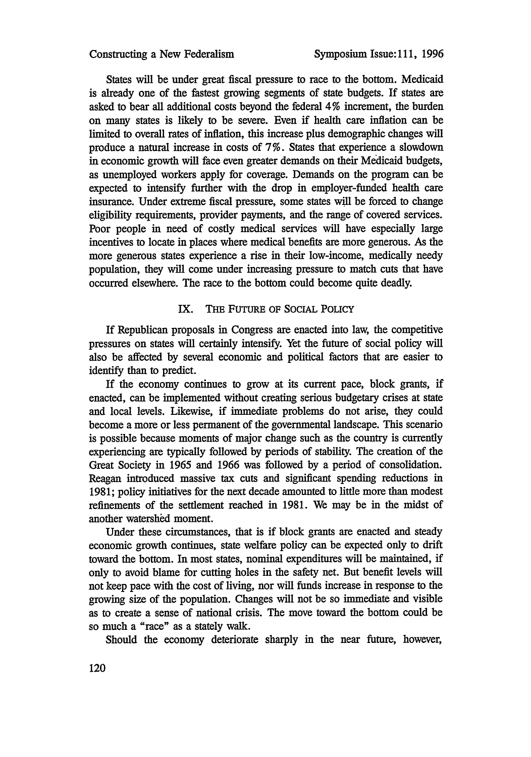States will be under great fiscal pressure to race to the bottom. Medicaid is already one of the fastest growing segments of state budgets. If states are asked to bear all additional costs beyond the federal 4% increment, the burden on many states is likely to be severe. Even if health care inflation can be limited to overall rates of inflation, this increase plus demographic changes will produce a natural increase in costs of 7%. States that experience a slowdown in economic growth will face even greater demands on their Medicaid budgets, as unemployed workers apply for coverage. Demands on the program can be expected to intensify further with the drop in employer-funded health care insurance. Under extreme fiscal pressure, some states will be forced to change eligibility requirements, provider payments, and the range of covered services. Poor people in need of costly medical services will have especially large incentives to locate in places where medical benefits are more generous. As the more generous states experience a rise in their low-income, medically needy population, they will come under increasing pressure to match cuts that have occurred elsewhere. The race to the bottom could become quite deadly.

## IX. The Future of Social Policy

If Republican proposals in Congress are enacted into law, the competitive pressures on states will certainly intensify. Yet the future of social policy will also be affected by several economic and political factors that are easier to identify than to predict.

If the economy continues to grow at its current pace, block grants, if enacted, can be implemented without creating serious budgetary crises at state and local levels. Likewise, if immediate problems do not arise, they could become a more or less permanent of the governmental landscape. This scenario is possible because moments of major change such as the country is currently experiencing are typically followed by periods of stability. The creation of the Great Society in 1965 and 1966 was followed by a period of consolidation. Reagan introduced massive tax cuts and significant spending reductions in 1981; policy initiatives for the next decade amounted to little more than modest refinements of the settlement reached in 1981. We may be in the midst of another watershed moment.

Under these circumstances, that is if block grants are enacted and steady economic growth continues, state welfare policy can be expected only to drift toward the bottom. In most states, nominal expenditures will be maintained, if only to avoid blame for cutting holes in the safety net. But benefit levels will not keep pace with the cost of living, nor will funds increase in response to the growing size of the population. Changes will not be so immediate and visible as to create a sense of national crisis. The move toward the bottom could be so much a "race" as a stately walk.

Should the economy deteriorate sharply in the near future, however,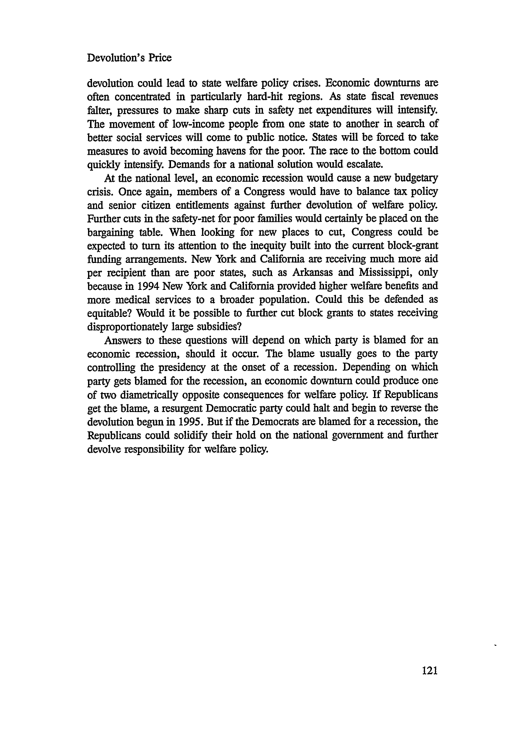devolution could lead to state welfare policy crises. Economic downturns are often concentrated in particularly hard-hit regions. As state fiscal revenues falter, pressures to make sharp cuts in safety net expenditures will intensify. The movement of low-income people from one state to another in search of better social services will come to public notice. States will be forced to take measures to avoid becoming havens for the poor. The race to the bottom could quickly intensify. Demands for a national solution would escalate.

At the national level, an economic recession would cause a new budgetary crisis. Once again, members of a Congress would have to balance tax policy and senior citizen entitlements against further devolution of welfare policy. Further cuts in the safety-net for poor families would certainly be placed on the bargaining table. When looking for new places to cut, Congress could be expected to turn its attention to the inequity built into the current block-grant funding arrangements. New York and California are receiving much more aid per recipient than are poor states, such as Arkansas and Mississippi, only because in 1994 New York and California provided higher welfare benefits and more medical services to a broader population. Could this be defended as equitable? Would it be possible to further cut block grants to states receiving disproportionately large subsidies?

Answers to these questions will depend on which party is blamed for an economic recession, should it occur. The blame usually goes to the party controlling the presidency at the onset of a recession. Depending on which party gets blamed for the recession, an economic downturn could produce one of two diametrically opposite consequences for welfare policy. If Republicans get the blame, a resurgent Democratic party could halt and begin to reverse the devolution begun in 1995. But if the Democrats are blamed for a recession, the Republicans could solidify their hold on the national government and further devolve responsibility for welfare policy.